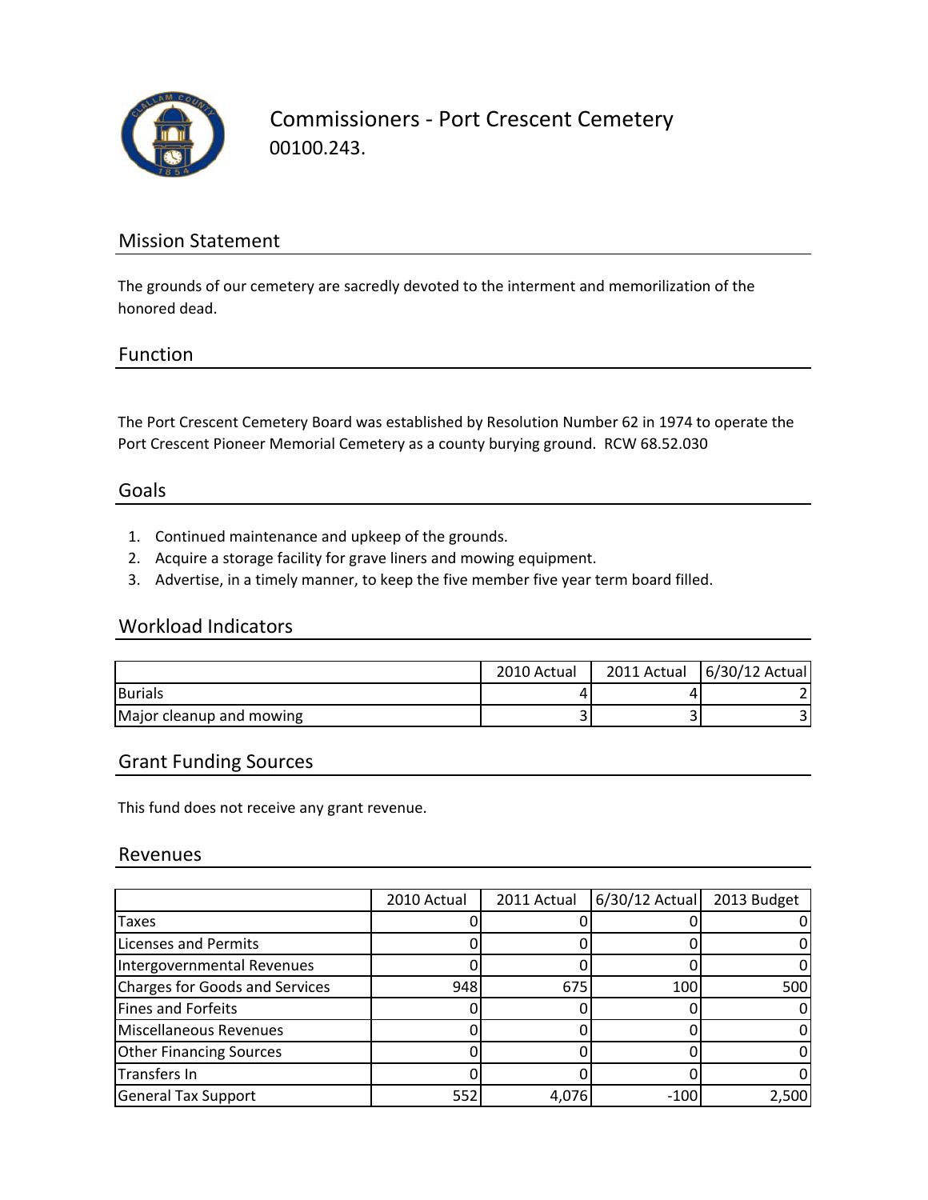# Commissioners - Port Crescent Cemetery

00100.243.

## Mission Statement

The grounds of our cemetery are sacredly devoted to the interment and memorilization of the honored dead.

## Function

The Port Crescent Cemetery Board was established by Resolution Number 62 in 1974 to operate the Port Crescent Pioneer Memorial Cemetery as a county burying ground. RCW 68.52.030

## Goals

1. Continued maintenance and upkeep of the grounds.
2. Acquire a storage facility for grave liners and mowing equipment.
3. Advertise, in a timely manner, to keep the five member five year term board filled.

## Workload Indicators

| | 2010 Actual | 2011 Actual | 6/30/12 Actual |
|---|---|---|---|
| Burials | 4 | 4 | 2 |
| Major cleanup and mowing | 3 | 3 | 3 |

## Grant Funding Sources

This fund does not receive any grant revenue.

## Revenues

| | 2010 Actual | 2011 Actual | 6/30/12 Actual | 2013 Budget |
|---|---|---|---|---|
| Taxes | 0 | 0 | 0 | 0 |
| Licenses and Permits | 0 | 0 | 0 | 0 |
| Intergovernmental Revenues | 0 | 0 | 0 | 0 |
| Charges for Goods and Services | 948 | 675 | 100 | 500 |
| Fines and Forfeits | 0 | 0 | 0 | 0 |
| Miscellaneous Revenues | 0 | 0 | 0 | 0 |
| Other Financing Sources | 0 | 0 | 0 | 0 |
| Transfers In | 0 | 0 | 0 | 0 |
| General Tax Support | 552 | 4,076 | -100 | 2,500 |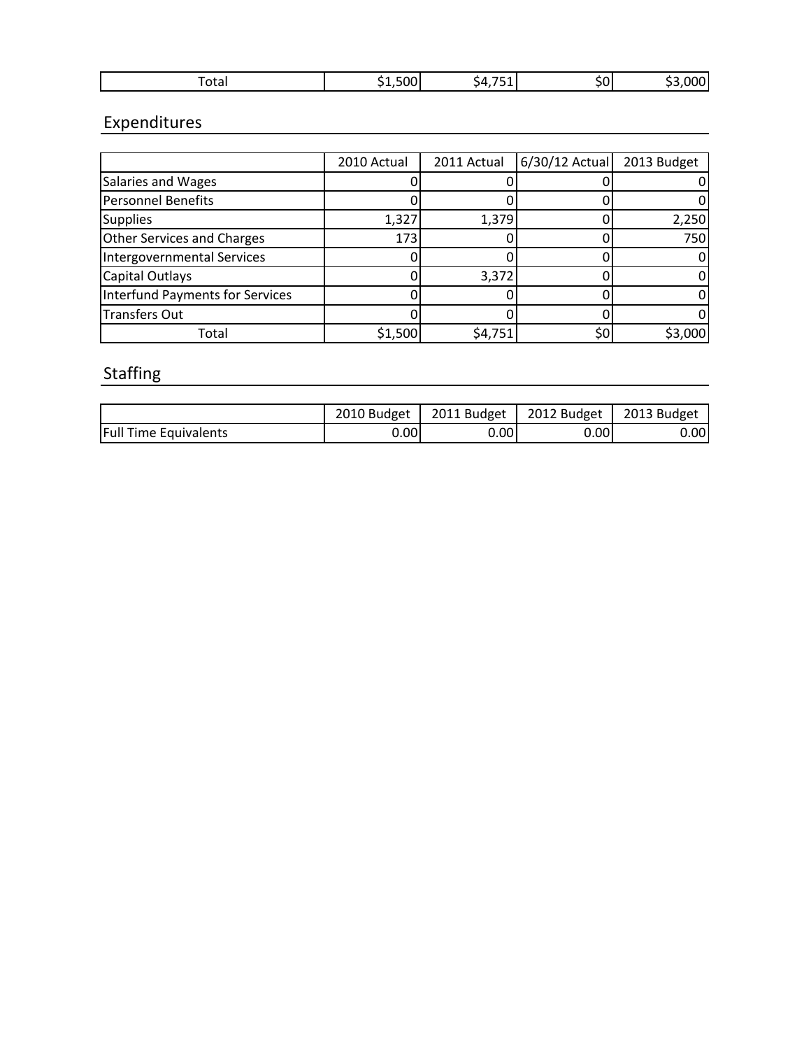| | | | | |
|---|---|---|---|---|
| Total | $1,500 | $4,751 | $0 | $3,000 |

## Expenditures

| | 2010 Actual | 2011 Actual | 6/30/12 Actual | 2013 Budget |
|---|---|---|---|---|
| Salaries and Wages | 0 | 0 | 0 | 0 |
| Personnel Benefits | 0 | 0 | 0 | 0 |
| Supplies | 1,327 | 1,379 | 0 | 2,250 |
| Other Services and Charges | 173 | 0 | 0 | 750 |
| Intergovernmental Services | 0 | 0 | 0 | 0 |
| Capital Outlays | 0 | 3,372 | 0 | 0 |
| Interfund Payments for Services | 0 | 0 | 0 | 0 |
| Transfers Out | 0 | 0 | 0 | 0 |
| Total | $1,500 | $4,751 | $0 | $3,000 |

## Staffing

| | 2010 Budget | 2011 Budget | 2012 Budget | 2013 Budget |
|---|---|---|---|---|
| Full Time Equivalents | 0.00 | 0.00 | 0.00 | 0.00 |